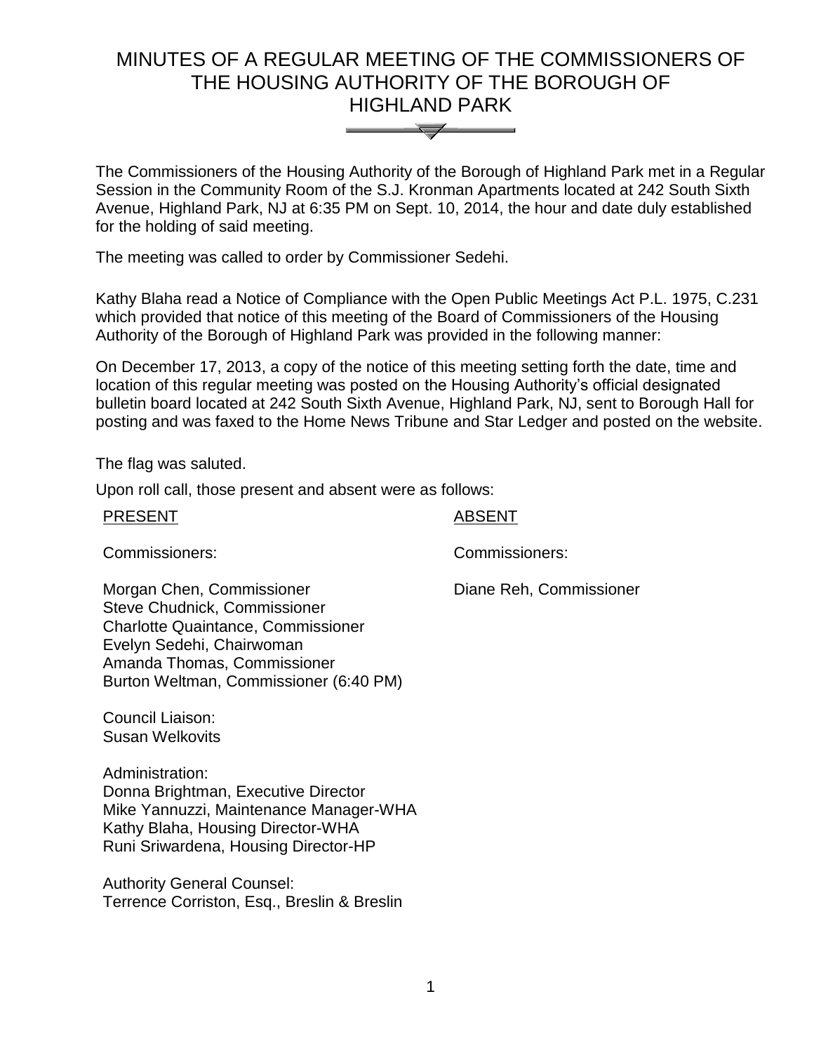# MINUTES OF A REGULAR MEETING OF THE COMMISSIONERS OF THE HOUSING AUTHORITY OF THE BOROUGH OF HIGHLAND PARK

The Commissioners of the Housing Authority of the Borough of Highland Park met in a Regular Session in the Community Room of the S.J. Kronman Apartments located at 242 South Sixth Avenue, Highland Park, NJ at 6:35 PM on Sept. 10, 2014, the hour and date duly established for the holding of said meeting.

The meeting was called to order by Commissioner Sedehi.

Kathy Blaha read a Notice of Compliance with the Open Public Meetings Act P.L. 1975, C.231 which provided that notice of this meeting of the Board of Commissioners of the Housing Authority of the Borough of Highland Park was provided in the following manner:

On December 17, 2013, a copy of the notice of this meeting setting forth the date, time and location of this regular meeting was posted on the Housing Authority's official designated bulletin board located at 242 South Sixth Avenue, Highland Park, NJ, sent to Borough Hall for posting and was faxed to the Home News Tribune and Star Ledger and posted on the website.

The flag was saluted.

Upon roll call, those present and absent were as follows:

| PRESENT | ABSENT |
|---|---|
| Commissioners: | Commissioners: |
| Morgan Chen, Commissioner<br>Steve Chudnick, Commissioner<br>Charlotte Quaintance, Commissioner<br>Evelyn Sedehi, Chairwoman<br>Amanda Thomas, Commissioner<br>Burton Weltman, Commissioner (6:40 PM) | Diane Reh, Commissioner |

Council Liaison:
Susan Welkovits

Administration:
Donna Brightman, Executive Director
Mike Yannuzzi, Maintenance Manager-WHA
Kathy Blaha, Housing Director-WHA
Runi Sriwardena, Housing Director-HP

Authority General Counsel:
Terrence Corriston, Esq., Breslin & Breslin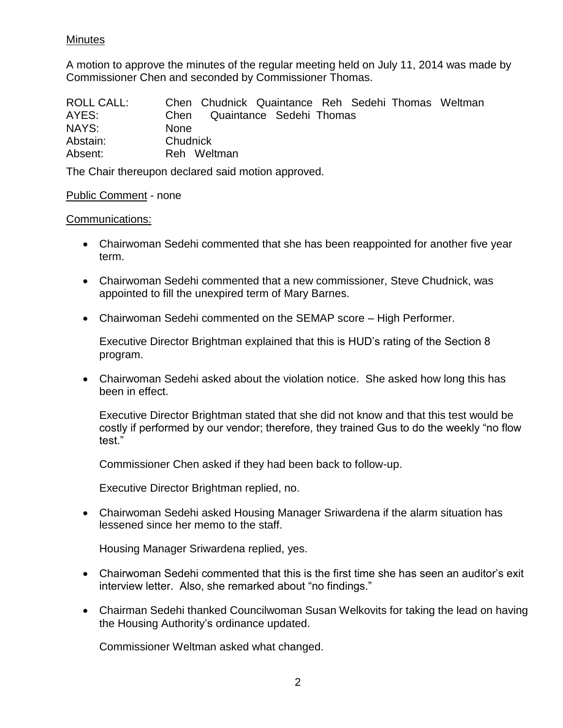Minutes

A motion to approve the minutes of the regular meeting held on July 11, 2014 was made by Commissioner Chen and seconded by Commissioner Thomas.

| | |
|---|---|
| ROLL CALL: | Chen Chudnick Quaintance Reh Sedehi Thomas Weltman |
| AYES: | Chen Quaintance Sedehi Thomas |
| NAYS: | None |
| Abstain: | Chudnick |
| Absent: | Reh Weltman |

The Chair thereupon declared said motion approved.

Public Comment - none

Communications:

- Chairwoman Sedehi commented that she has been reappointed for another five year term.

- Chairwoman Sedehi commented that a new commissioner, Steve Chudnick, was appointed to fill the unexpired term of Mary Barnes.

- Chairwoman Sedehi commented on the SEMAP score – High Performer.

  Executive Director Brightman explained that this is HUD's rating of the Section 8 program.

- Chairwoman Sedehi asked about the violation notice. She asked how long this has been in effect.

  Executive Director Brightman stated that she did not know and that this test would be costly if performed by our vendor; therefore, they trained Gus to do the weekly "no flow test."

  Commissioner Chen asked if they had been back to follow-up.

  Executive Director Brightman replied, no.

- Chairwoman Sedehi asked Housing Manager Sriwardena if the alarm situation has lessened since her memo to the staff.

  Housing Manager Sriwardena replied, yes.

- Chairwoman Sedehi commented that this is the first time she has seen an auditor's exit interview letter. Also, she remarked about "no findings."

- Chairman Sedehi thanked Councilwoman Susan Welkovits for taking the lead on having the Housing Authority's ordinance updated.

  Commissioner Weltman asked what changed.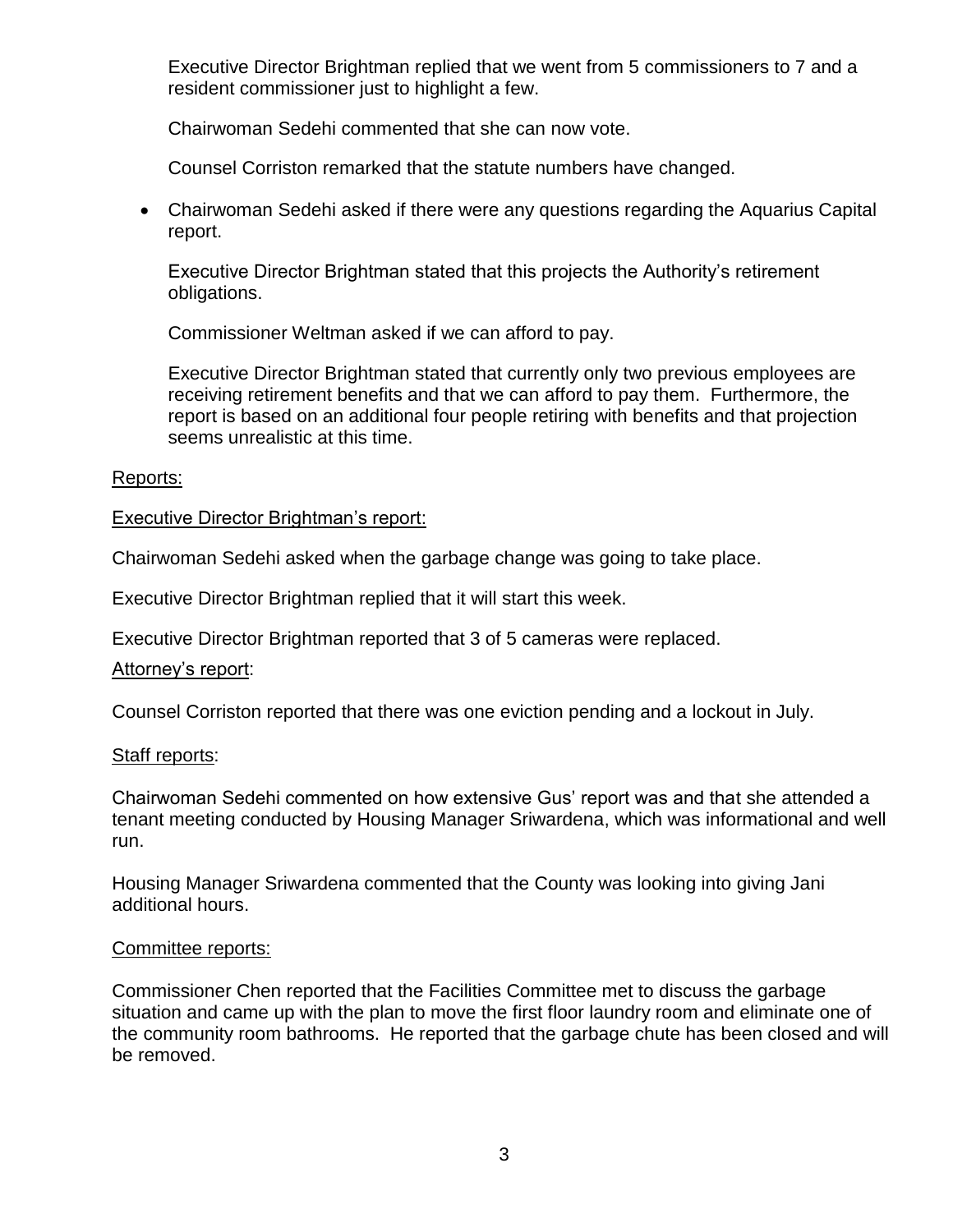Executive Director Brightman replied that we went from 5 commissioners to 7 and a resident commissioner just to highlight a few.

Chairwoman Sedehi commented that she can now vote.

Counsel Corriston remarked that the statute numbers have changed.

- Chairwoman Sedehi asked if there were any questions regarding the Aquarius Capital report.

  Executive Director Brightman stated that this projects the Authority's retirement obligations.

  Commissioner Weltman asked if we can afford to pay.

  Executive Director Brightman stated that currently only two previous employees are receiving retirement benefits and that we can afford to pay them. Furthermore, the report is based on an additional four people retiring with benefits and that projection seems unrealistic at this time.

Reports:

Executive Director Brightman's report:

Chairwoman Sedehi asked when the garbage change was going to take place.

Executive Director Brightman replied that it will start this week.

Executive Director Brightman reported that 3 of 5 cameras were replaced.

Attorney's report:

Counsel Corriston reported that there was one eviction pending and a lockout in July.

Staff reports:

Chairwoman Sedehi commented on how extensive Gus' report was and that she attended a tenant meeting conducted by Housing Manager Sriwardena, which was informational and well run.

Housing Manager Sriwardena commented that the County was looking into giving Jani additional hours.

Committee reports:

Commissioner Chen reported that the Facilities Committee met to discuss the garbage situation and came up with the plan to move the first floor laundry room and eliminate one of the community room bathrooms. He reported that the garbage chute has been closed and will be removed.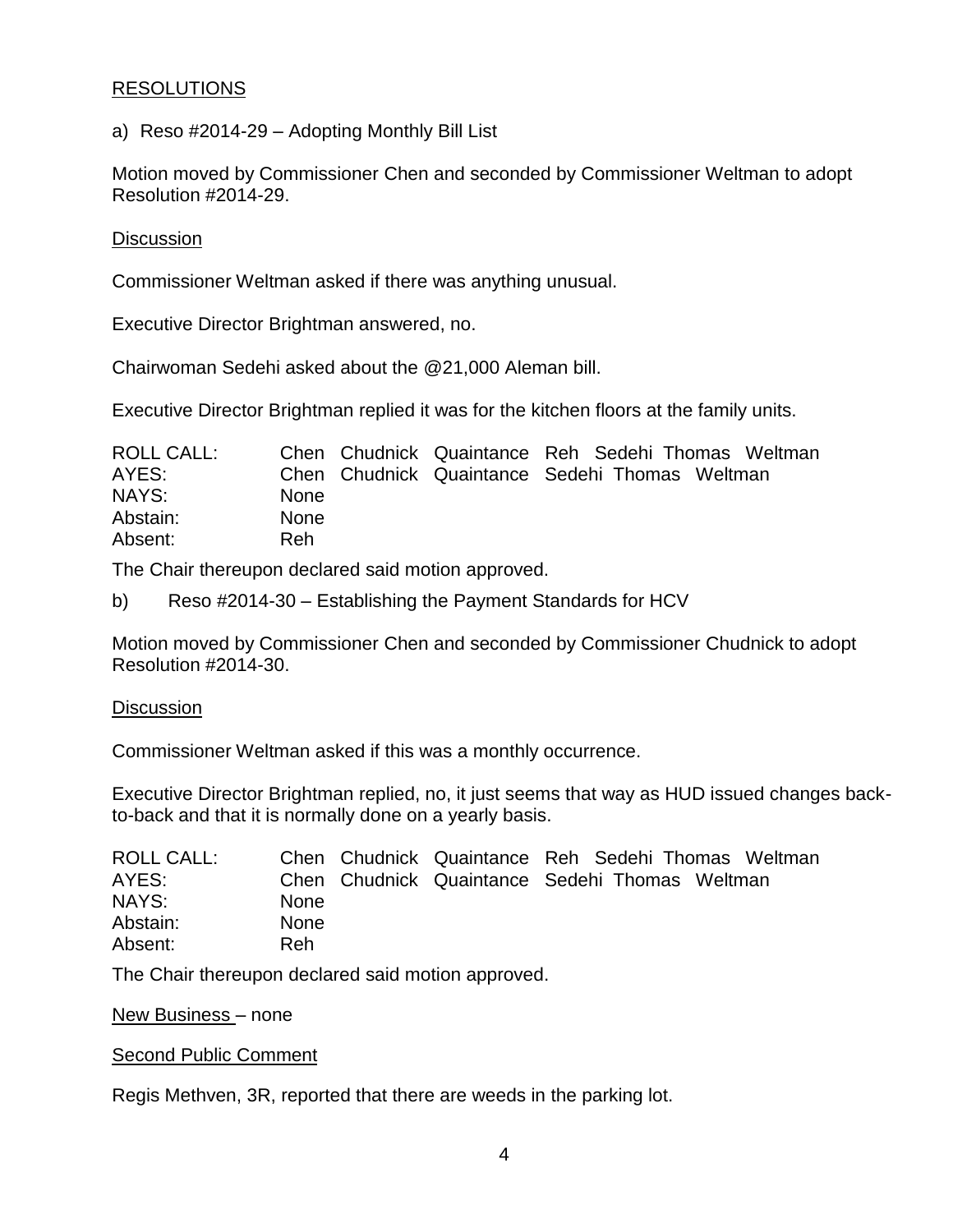<u>RESOLUTIONS</u>

a) Reso #2014-29 – Adopting Monthly Bill List

Motion moved by Commissioner Chen and seconded by Commissioner Weltman to adopt Resolution #2014-29.

<u>Discussion</u>

Commissioner Weltman asked if there was anything unusual.

Executive Director Brightman answered, no.

Chairwoman Sedehi asked about the @21,000 Aleman bill.

Executive Director Brightman replied it was for the kitchen floors at the family units.

| | | | | | | | |
|---|---|---|---|---|---|---|---|
| ROLL CALL: | Chen | Chudnick | Quaintance | Reh | Sedehi | Thomas | Weltman |
| AYES: | Chen | Chudnick | Quaintance | Sedehi | Thomas | Weltman | |
| NAYS: | None | | | | | | |
| Abstain: | None | | | | | | |
| Absent: | Reh | | | | | | |

The Chair thereupon declared said motion approved.

b) Reso #2014-30 – Establishing the Payment Standards for HCV

Motion moved by Commissioner Chen and seconded by Commissioner Chudnick to adopt Resolution #2014-30.

<u>Discussion</u>

Commissioner Weltman asked if this was a monthly occurrence.

Executive Director Brightman replied, no, it just seems that way as HUD issued changes back-to-back and that it is normally done on a yearly basis.

| | | | | | | | |
|---|---|---|---|---|---|---|---|
| ROLL CALL: | Chen | Chudnick | Quaintance | Reh | Sedehi | Thomas | Weltman |
| AYES: | Chen | Chudnick | Quaintance | Sedehi | Thomas | Weltman | |
| NAYS: | None | | | | | | |
| Abstain: | None | | | | | | |
| Absent: | Reh | | | | | | |

The Chair thereupon declared said motion approved.

<u>New Business</u> – none

<u>Second Public Comment</u>

Regis Methven, 3R, reported that there are weeds in the parking lot.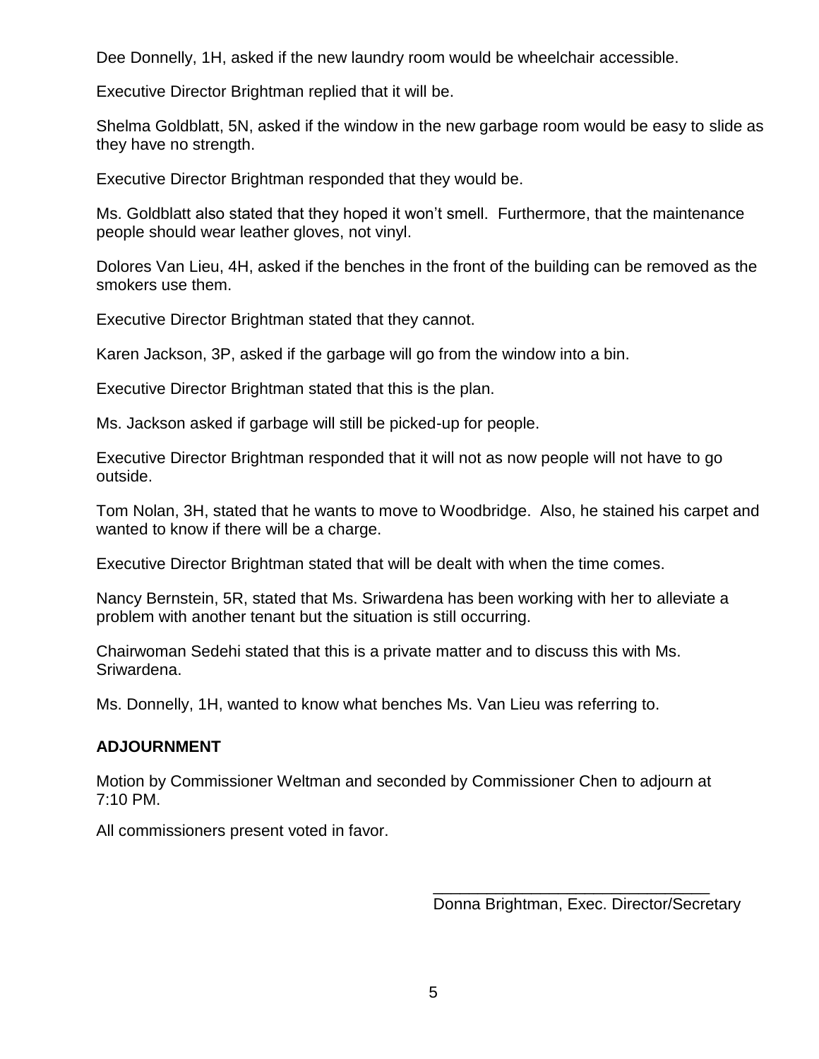Dee Donnelly, 1H, asked if the new laundry room would be wheelchair accessible.

Executive Director Brightman replied that it will be.

Shelma Goldblatt, 5N, asked if the window in the new garbage room would be easy to slide as they have no strength.

Executive Director Brightman responded that they would be.

Ms. Goldblatt also stated that they hoped it won't smell. Furthermore, that the maintenance people should wear leather gloves, not vinyl.

Dolores Van Lieu, 4H, asked if the benches in the front of the building can be removed as the smokers use them.

Executive Director Brightman stated that they cannot.

Karen Jackson, 3P, asked if the garbage will go from the window into a bin.

Executive Director Brightman stated that this is the plan.

Ms. Jackson asked if garbage will still be picked-up for people.

Executive Director Brightman responded that it will not as now people will not have to go outside.

Tom Nolan, 3H, stated that he wants to move to Woodbridge. Also, he stained his carpet and wanted to know if there will be a charge.

Executive Director Brightman stated that will be dealt with when the time comes.

Nancy Bernstein, 5R, stated that Ms. Sriwardena has been working with her to alleviate a problem with another tenant but the situation is still occurring.

Chairwoman Sedehi stated that this is a private matter and to discuss this with Ms. Sriwardena.

Ms. Donnelly, 1H, wanted to know what benches Ms. Van Lieu was referring to.

**ADJOURNMENT**

Motion by Commissioner Weltman and seconded by Commissioner Chen to adjourn at 7:10 PM.

All commissioners present voted in favor.

\_\_\_\_\_\_\_\_\_\_\_\_\_\_\_\_\_\_\_\_\_\_\_\_\_\_\_\_\_\_\_\_
Donna Brightman, Exec. Director/Secretary